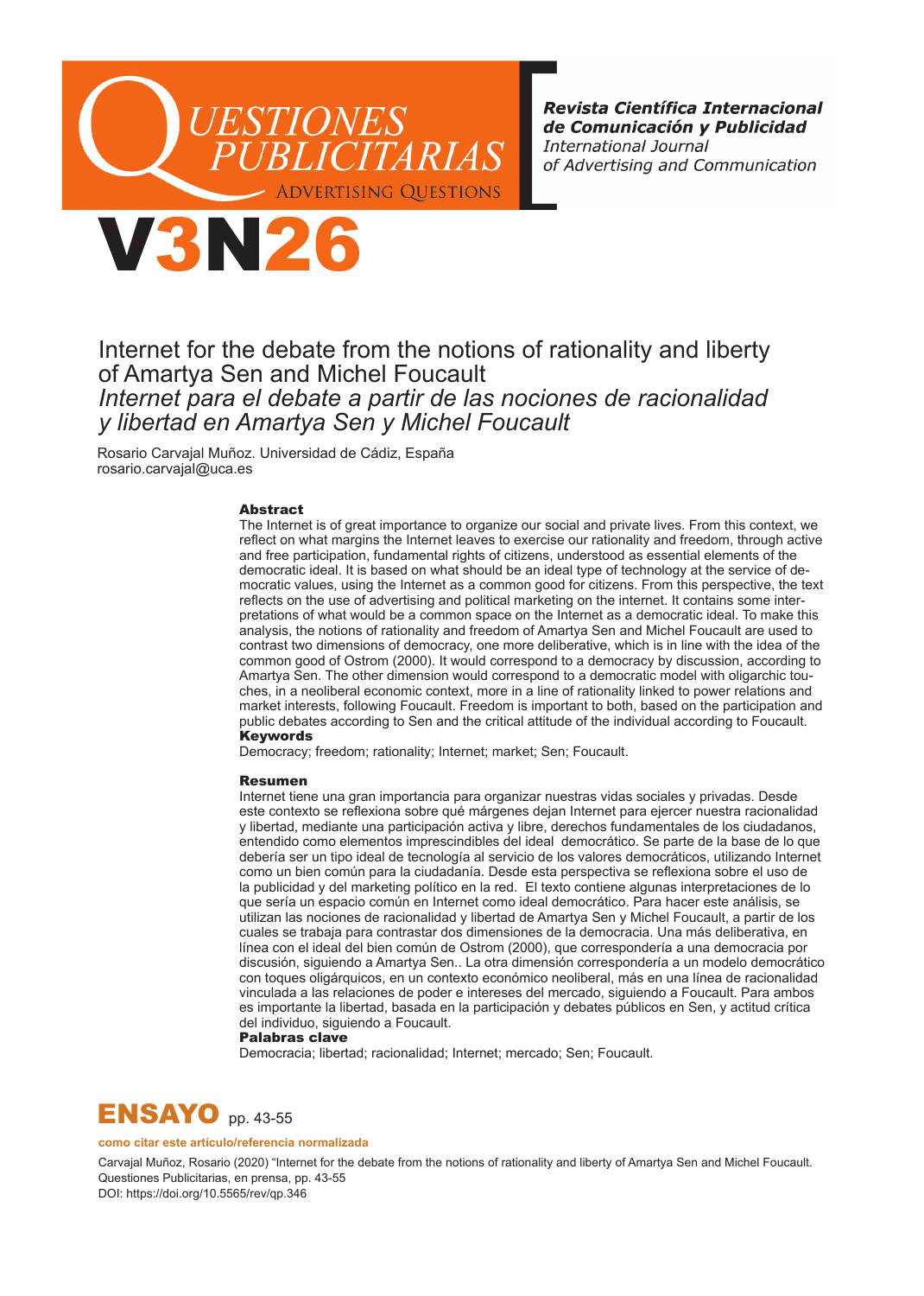# Internet for the debate from the notions of rationality and liberty of Amartya Sen and Michel Foucault

# *Internet para el debate a partir de las nociones de racionalidad y libertad en Amartya Sen y Michel Foucault*

Rosario Carvajal Muñoz. Universidad de Cádiz, España
rosario.carvajal@uca.es

**Abstract**

The Internet is of great importance to organize our social and private lives. From this context, we reflect on what margins the Internet leaves to exercise our rationality and freedom, through active and free participation, fundamental rights of citizens, understood as essential elements of the democratic ideal. It is based on what should be an ideal type of technology at the service of democratic values, using the Internet as a common good for citizens. From this perspective, the text reflects on the use of advertising and political marketing on the internet. It contains some interpretations of what would be a common space on the Internet as a democratic ideal. To make this analysis, the notions of rationality and freedom of Amartya Sen and Michel Foucault are used to contrast two dimensions of democracy, one more deliberative, which is in line with the idea of the common good of Ostrom (2000). It would correspond to a democracy by discussion, according to Amartya Sen. The other dimension would correspond to a democratic model with oligarchic touches, in a neoliberal economic context, more in a line of rationality linked to power relations and market interests, following Foucault. Freedom is important to both, based on the participation and public debates according to Sen and the critical attitude of the individual according to Foucault.

**Keywords**

Democracy; freedom; rationality; Internet; market; Sen; Foucault.

**Resumen**

Internet tiene una gran importancia para organizar nuestras vidas sociales y privadas. Desde este contexto se reflexiona sobre qué márgenes dejan Internet para ejercer nuestra racionalidad y libertad, mediante una participación activa y libre, derechos fundamentales de los ciudadanos, entendido como elementos imprescindibles del ideal democrático. Se parte de la base de lo que debería ser un tipo ideal de tecnología al servicio de los valores democráticos, utilizando Internet como un bien común para la ciudadanía. Desde esta perspectiva se reflexiona sobre el uso de la publicidad y del marketing político en la red. El texto contiene algunas interpretaciones de lo que sería un espacio común en Internet como ideal democrático. Para hacer este análisis, se utilizan las nociones de racionalidad y libertad de Amartya Sen y Michel Foucault, a partir de los cuales se trabaja para contrastar dos dimensiones de la democracia. Una más deliberativa, en línea con el ideal del bien común de Ostrom (2000), que correspondería a una democracia por discusión, siguiendo a Amartya Sen.. La otra dimensión correspondería a un modelo democrático con toques oligárquicos, en un contexto económico neoliberal, más en una línea de racionalidad vinculada a las relaciones de poder e intereses del mercado, siguiendo a Foucault. Para ambos es importante la libertad, basada en la participación y debates públicos en Sen, y actitud crítica del individuo, siguiendo a Foucault.

**Palabras clave**

Democracia; libertad; racionalidad; Internet; mercado; Sen; Foucault.

**ENSAYO** pp. 43-55

**como citar este artículo/referencia normalizada**

Carvajal Muñoz, Rosario (2020) "Internet for the debate from the notions of rationality and liberty of Amartya Sen and Michel Foucault. Questiones Publicitarias, en prensa, pp. 43-55
DOI: https://doi.org/10.5565/rev/qp.346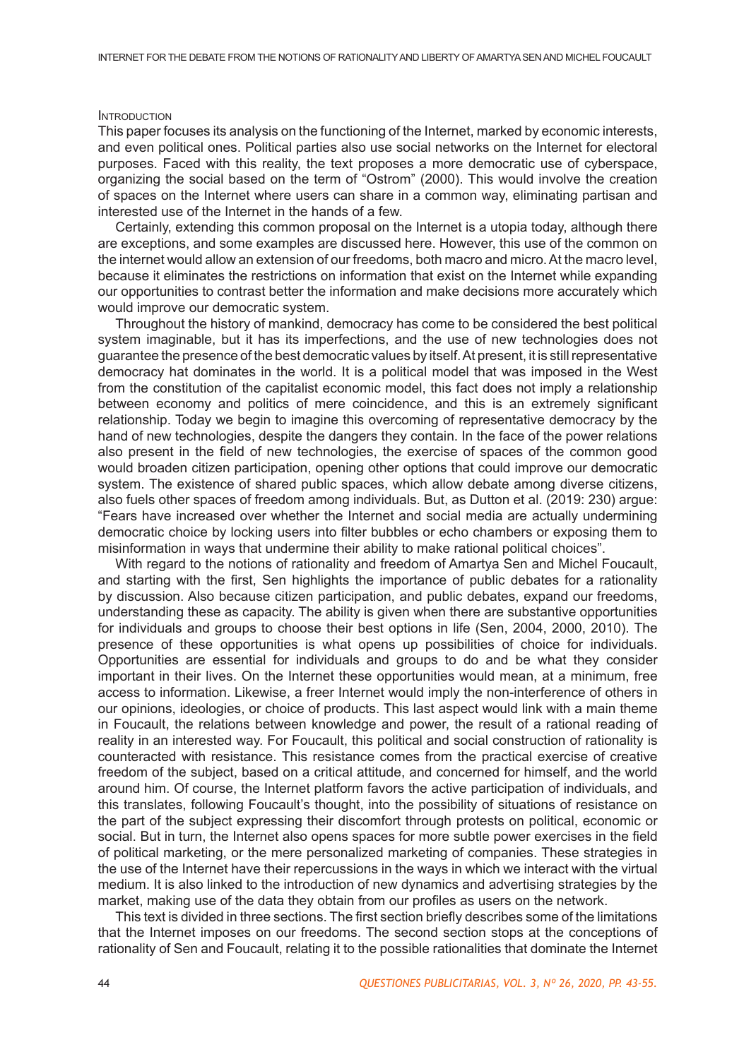## Introduction

This paper focuses its analysis on the functioning of the Internet, marked by economic interests, and even political ones. Political parties also use social networks on the Internet for electoral purposes. Faced with this reality, the text proposes a more democratic use of cyberspace, organizing the social based on the term of "Ostrom" (2000). This would involve the creation of spaces on the Internet where users can share in a common way, eliminating partisan and interested use of the Internet in the hands of a few.

Certainly, extending this common proposal on the Internet is a utopia today, although there are exceptions, and some examples are discussed here. However, this use of the common on the internet would allow an extension of our freedoms, both macro and micro. At the macro level, because it eliminates the restrictions on information that exist on the Internet while expanding our opportunities to contrast better the information and make decisions more accurately which would improve our democratic system.

Throughout the history of mankind, democracy has come to be considered the best political system imaginable, but it has its imperfections, and the use of new technologies does not guarantee the presence of the best democratic values by itself. At present, it is still representative democracy hat dominates in the world. It is a political model that was imposed in the West from the constitution of the capitalist economic model, this fact does not imply a relationship between economy and politics of mere coincidence, and this is an extremely significant relationship. Today we begin to imagine this overcoming of representative democracy by the hand of new technologies, despite the dangers they contain. In the face of the power relations also present in the field of new technologies, the exercise of spaces of the common good would broaden citizen participation, opening other options that could improve our democratic system. The existence of shared public spaces, which allow debate among diverse citizens, also fuels other spaces of freedom among individuals. But, as Dutton et al. (2019: 230) argue: "Fears have increased over whether the Internet and social media are actually undermining democratic choice by locking users into filter bubbles or echo chambers or exposing them to misinformation in ways that undermine their ability to make rational political choices".

With regard to the notions of rationality and freedom of Amartya Sen and Michel Foucault, and starting with the first, Sen highlights the importance of public debates for a rationality by discussion. Also because citizen participation, and public debates, expand our freedoms, understanding these as capacity. The ability is given when there are substantive opportunities for individuals and groups to choose their best options in life (Sen, 2004, 2000, 2010). The presence of these opportunities is what opens up possibilities of choice for individuals. Opportunities are essential for individuals and groups to do and be what they consider important in their lives. On the Internet these opportunities would mean, at a minimum, free access to information. Likewise, a freer Internet would imply the non-interference of others in our opinions, ideologies, or choice of products. This last aspect would link with a main theme in Foucault, the relations between knowledge and power, the result of a rational reading of reality in an interested way. For Foucault, this political and social construction of rationality is counteracted with resistance. This resistance comes from the practical exercise of creative freedom of the subject, based on a critical attitude, and concerned for himself, and the world around him. Of course, the Internet platform favors the active participation of individuals, and this translates, following Foucault's thought, into the possibility of situations of resistance on the part of the subject expressing their discomfort through protests on political, economic or social. But in turn, the Internet also opens spaces for more subtle power exercises in the field of political marketing, or the mere personalized marketing of companies. These strategies in the use of the Internet have their repercussions in the ways in which we interact with the virtual medium. It is also linked to the introduction of new dynamics and advertising strategies by the market, making use of the data they obtain from our profiles as users on the network.

This text is divided in three sections. The first section briefly describes some of the limitations that the Internet imposes on our freedoms. The second section stops at the conceptions of rationality of Sen and Foucault, relating it to the possible rationalities that dominate the Internet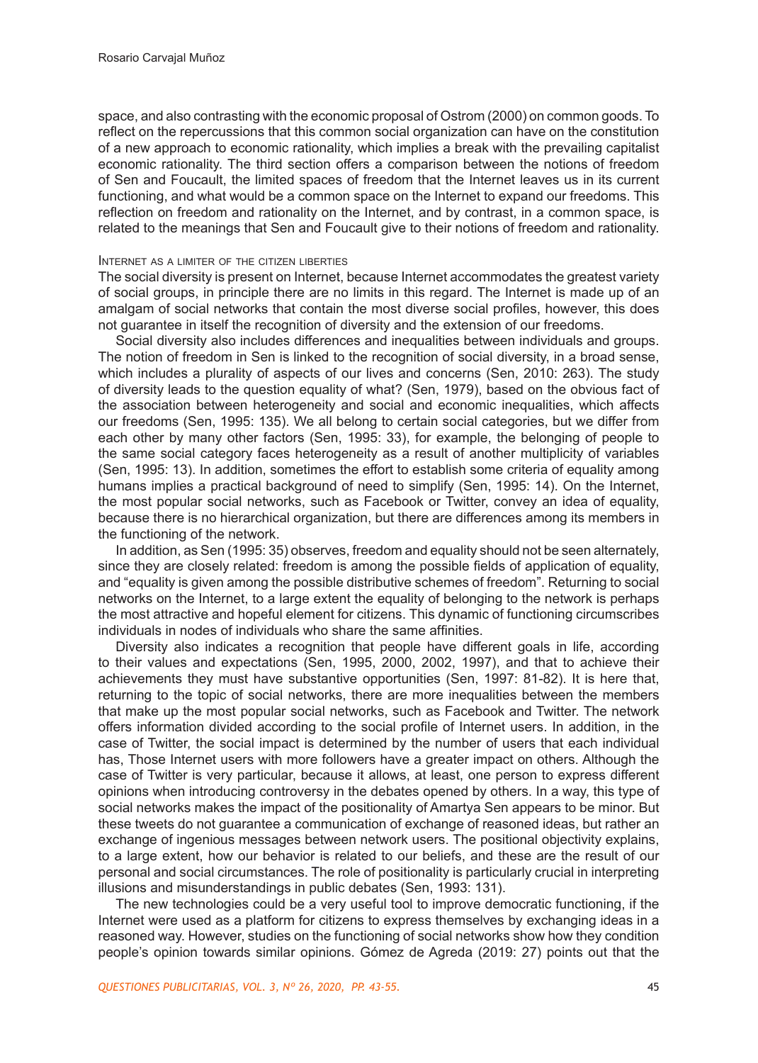space, and also contrasting with the economic proposal of Ostrom (2000) on common goods. To reflect on the repercussions that this common social organization can have on the constitution of a new approach to economic rationality, which implies a break with the prevailing capitalist economic rationality. The third section offers a comparison between the notions of freedom of Sen and Foucault, the limited spaces of freedom that the Internet leaves us in its current functioning, and what would be a common space on the Internet to expand our freedoms. This reflection on freedom and rationality on the Internet, and by contrast, in a common space, is related to the meanings that Sen and Foucault give to their notions of freedom and rationality.

## Internet as a limiter of the citizen liberties

The social diversity is present on Internet, because Internet accommodates the greatest variety of social groups, in principle there are no limits in this regard. The Internet is made up of an amalgam of social networks that contain the most diverse social profiles, however, this does not guarantee in itself the recognition of diversity and the extension of our freedoms.

Social diversity also includes differences and inequalities between individuals and groups. The notion of freedom in Sen is linked to the recognition of social diversity, in a broad sense, which includes a plurality of aspects of our lives and concerns (Sen, 2010: 263). The study of diversity leads to the question equality of what? (Sen, 1979), based on the obvious fact of the association between heterogeneity and social and economic inequalities, which affects our freedoms (Sen, 1995: 135). We all belong to certain social categories, but we differ from each other by many other factors (Sen, 1995: 33), for example, the belonging of people to the same social category faces heterogeneity as a result of another multiplicity of variables (Sen, 1995: 13). In addition, sometimes the effort to establish some criteria of equality among humans implies a practical background of need to simplify (Sen, 1995: 14). On the Internet, the most popular social networks, such as Facebook or Twitter, convey an idea of equality, because there is no hierarchical organization, but there are differences among its members in the functioning of the network.

In addition, as Sen (1995: 35) observes, freedom and equality should not be seen alternately, since they are closely related: freedom is among the possible fields of application of equality, and "equality is given among the possible distributive schemes of freedom". Returning to social networks on the Internet, to a large extent the equality of belonging to the network is perhaps the most attractive and hopeful element for citizens. This dynamic of functioning circumscribes individuals in nodes of individuals who share the same affinities.

Diversity also indicates a recognition that people have different goals in life, according to their values and expectations (Sen, 1995, 2000, 2002, 1997), and that to achieve their achievements they must have substantive opportunities (Sen, 1997: 81-82). It is here that, returning to the topic of social networks, there are more inequalities between the members that make up the most popular social networks, such as Facebook and Twitter. The network offers information divided according to the social profile of Internet users. In addition, in the case of Twitter, the social impact is determined by the number of users that each individual has, Those Internet users with more followers have a greater impact on others. Although the case of Twitter is very particular, because it allows, at least, one person to express different opinions when introducing controversy in the debates opened by others. In a way, this type of social networks makes the impact of the positionality of Amartya Sen appears to be minor. But these tweets do not guarantee a communication of exchange of reasoned ideas, but rather an exchange of ingenious messages between network users. The positional objectivity explains, to a large extent, how our behavior is related to our beliefs, and these are the result of our personal and social circumstances. The role of positionality is particularly crucial in interpreting illusions and misunderstandings in public debates (Sen, 1993: 131).

The new technologies could be a very useful tool to improve democratic functioning, if the Internet were used as a platform for citizens to express themselves by exchanging ideas in a reasoned way. However, studies on the functioning of social networks show how they condition people's opinion towards similar opinions. Gómez de Agreda (2019: 27) points out that the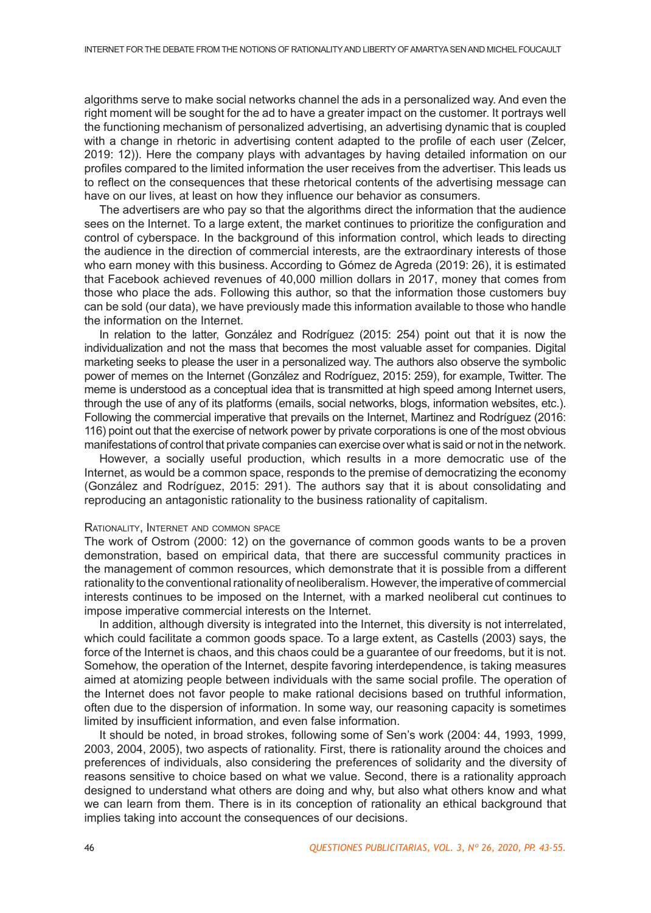algorithms serve to make social networks channel the ads in a personalized way. And even the right moment will be sought for the ad to have a greater impact on the customer. It portrays well the functioning mechanism of personalized advertising, an advertising dynamic that is coupled with a change in rhetoric in advertising content adapted to the profile of each user (Zelcer, 2019: 12)). Here the company plays with advantages by having detailed information on our profiles compared to the limited information the user receives from the advertiser. This leads us to reflect on the consequences that these rhetorical contents of the advertising message can have on our lives, at least on how they influence our behavior as consumers.

The advertisers are who pay so that the algorithms direct the information that the audience sees on the Internet. To a large extent, the market continues to prioritize the configuration and control of cyberspace. In the background of this information control, which leads to directing the audience in the direction of commercial interests, are the extraordinary interests of those who earn money with this business. According to Gómez de Agreda (2019: 26), it is estimated that Facebook achieved revenues of 40,000 million dollars in 2017, money that comes from those who place the ads. Following this author, so that the information those customers buy can be sold (our data), we have previously made this information available to those who handle the information on the Internet.

In relation to the latter, González and Rodríguez (2015: 254) point out that it is now the individualization and not the mass that becomes the most valuable asset for companies. Digital marketing seeks to please the user in a personalized way. The authors also observe the symbolic power of memes on the Internet (González and Rodríguez, 2015: 259), for example, Twitter. The meme is understood as a conceptual idea that is transmitted at high speed among Internet users, through the use of any of its platforms (emails, social networks, blogs, information websites, etc.). Following the commercial imperative that prevails on the Internet, Martinez and Rodríguez (2016: 116) point out that the exercise of network power by private corporations is one of the most obvious manifestations of control that private companies can exercise over what is said or not in the network.

However, a socially useful production, which results in a more democratic use of the Internet, as would be a common space, responds to the premise of democratizing the economy (González and Rodríguez, 2015: 291). The authors say that it is about consolidating and reproducing an antagonistic rationality to the business rationality of capitalism.

## Rationality, Internet and common space

The work of Ostrom (2000: 12) on the governance of common goods wants to be a proven demonstration, based on empirical data, that there are successful community practices in the management of common resources, which demonstrate that it is possible from a different rationality to the conventional rationality of neoliberalism. However, the imperative of commercial interests continues to be imposed on the Internet, with a marked neoliberal cut continues to impose imperative commercial interests on the Internet.

In addition, although diversity is integrated into the Internet, this diversity is not interrelated, which could facilitate a common goods space. To a large extent, as Castells (2003) says, the force of the Internet is chaos, and this chaos could be a guarantee of our freedoms, but it is not. Somehow, the operation of the Internet, despite favoring interdependence, is taking measures aimed at atomizing people between individuals with the same social profile. The operation of the Internet does not favor people to make rational decisions based on truthful information, often due to the dispersion of information. In some way, our reasoning capacity is sometimes limited by insufficient information, and even false information.

It should be noted, in broad strokes, following some of Sen's work (2004: 44, 1993, 1999, 2003, 2004, 2005), two aspects of rationality. First, there is rationality around the choices and preferences of individuals, also considering the preferences of solidarity and the diversity of reasons sensitive to choice based on what we value. Second, there is a rationality approach designed to understand what others are doing and why, but also what others know and what we can learn from them. There is in its conception of rationality an ethical background that implies taking into account the consequences of our decisions.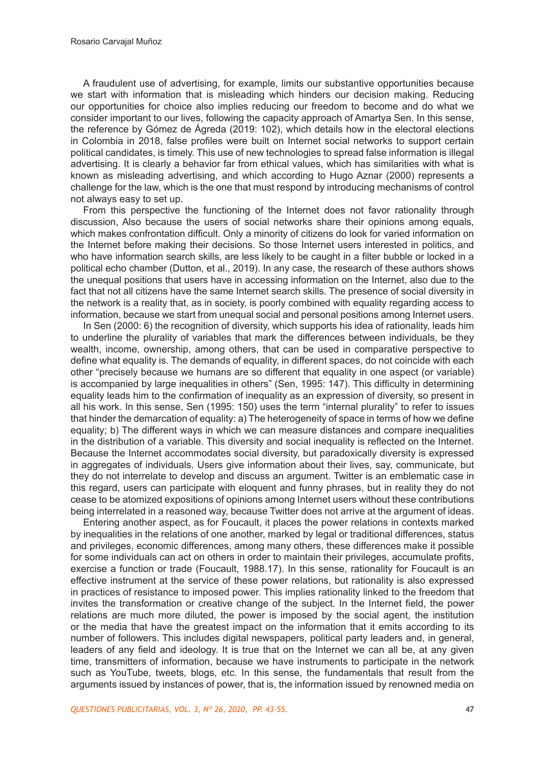A fraudulent use of advertising, for example, limits our substantive opportunities because we start with information that is misleading which hinders our decision making. Reducing our opportunities for choice also implies reducing our freedom to become and do what we consider important to our lives, following the capacity approach of Amartya Sen. In this sense, the reference by Gómez de Ágreda (2019: 102), which details how in the electoral elections in Colombia in 2018, false profiles were built on Internet social networks to support certain political candidates, is timely. This use of new technologies to spread false information is illegal advertising. It is clearly a behavior far from ethical values, which has similarities with what is known as misleading advertising, and which according to Hugo Aznar (2000) represents a challenge for the law, which is the one that must respond by introducing mechanisms of control not always easy to set up.

From this perspective the functioning of the Internet does not favor rationality through discussion, Also because the users of social networks share their opinions among equals, which makes confrontation difficult. Only a minority of citizens do look for varied information on the Internet before making their decisions. So those Internet users interested in politics, and who have information search skills, are less likely to be caught in a filter bubble or locked in a political echo chamber (Dutton, et al., 2019). In any case, the research of these authors shows the unequal positions that users have in accessing information on the Internet, also due to the fact that not all citizens have the same Internet search skills. The presence of social diversity in the network is a reality that, as in society, is poorly combined with equality regarding access to information, because we start from unequal social and personal positions among Internet users.

In Sen (2000: 6) the recognition of diversity, which supports his idea of rationality, leads him to underline the plurality of variables that mark the differences between individuals, be they wealth, income, ownership, among others, that can be used in comparative perspective to define what equality is. The demands of equality, in different spaces, do not coincide with each other "precisely because we humans are so different that equality in one aspect (or variable) is accompanied by large inequalities in others" (Sen, 1995: 147). This difficulty in determining equality leads him to the confirmation of inequality as an expression of diversity, so present in all his work. In this sense, Sen (1995: 150) uses the term "internal plurality" to refer to issues that hinder the demarcation of equality: a) The heterogeneity of space in terms of how we define equality; b) The different ways in which we can measure distances and compare inequalities in the distribution of a variable. This diversity and social inequality is reflected on the Internet. Because the Internet accommodates social diversity, but paradoxically diversity is expressed in aggregates of individuals. Users give information about their lives, say, communicate, but they do not interrelate to develop and discuss an argument. Twitter is an emblematic case in this regard, users can participate with eloquent and funny phrases, but in reality they do not cease to be atomized expositions of opinions among Internet users without these contributions being interrelated in a reasoned way, because Twitter does not arrive at the argument of ideas.

Entering another aspect, as for Foucault, it places the power relations in contexts marked by inequalities in the relations of one another, marked by legal or traditional differences, status and privileges, economic differences, among many others, these differences make it possible for some individuals can act on others in order to maintain their privileges, accumulate profits, exercise a function or trade (Foucault, 1988.17). In this sense, rationality for Foucault is an effective instrument at the service of these power relations, but rationality is also expressed in practices of resistance to imposed power. This implies rationality linked to the freedom that invites the transformation or creative change of the subject. In the Internet field, the power relations are much more diluted, the power is imposed by the social agent, the institution or the media that have the greatest impact on the information that it emits according to its number of followers. This includes digital newspapers, political party leaders and, in general, leaders of any field and ideology. It is true that on the Internet we can all be, at any given time, transmitters of information, because we have instruments to participate in the network such as YouTube, tweets, blogs, etc. In this sense, the fundamentals that result from the arguments issued by instances of power, that is, the information issued by renowned media on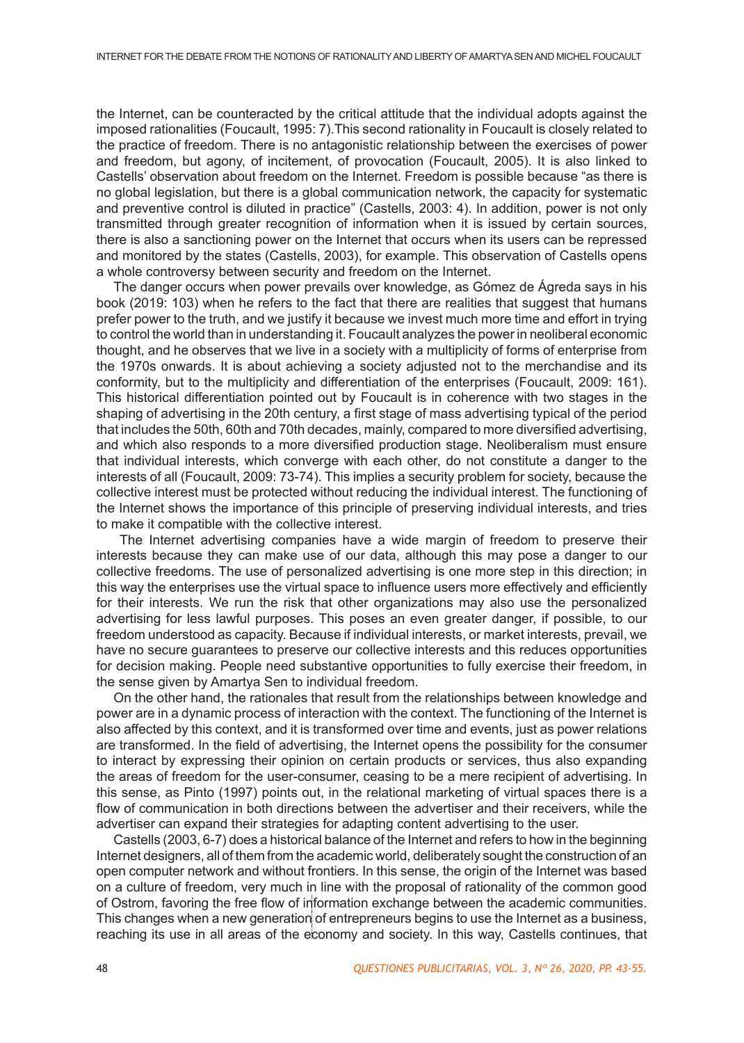the Internet, can be counteracted by the critical attitude that the individual adopts against the imposed rationalities (Foucault, 1995: 7).This second rationality in Foucault is closely related to the practice of freedom. There is no antagonistic relationship between the exercises of power and freedom, but agony, of incitement, of provocation (Foucault, 2005). It is also linked to Castells' observation about freedom on the Internet. Freedom is possible because "as there is no global legislation, but there is a global communication network, the capacity for systematic and preventive control is diluted in practice" (Castells, 2003: 4). In addition, power is not only transmitted through greater recognition of information when it is issued by certain sources, there is also a sanctioning power on the Internet that occurs when its users can be repressed and monitored by the states (Castells, 2003), for example. This observation of Castells opens a whole controversy between security and freedom on the Internet.

The danger occurs when power prevails over knowledge, as Gómez de Ágreda says in his book (2019: 103) when he refers to the fact that there are realities that suggest that humans prefer power to the truth, and we justify it because we invest much more time and effort in trying to control the world than in understanding it. Foucault analyzes the power in neoliberal economic thought, and he observes that we live in a society with a multiplicity of forms of enterprise from the 1970s onwards. It is about achieving a society adjusted not to the merchandise and its conformity, but to the multiplicity and differentiation of the enterprises (Foucault, 2009: 161). This historical differentiation pointed out by Foucault is in coherence with two stages in the shaping of advertising in the 20th century, a first stage of mass advertising typical of the period that includes the 50th, 60th and 70th decades, mainly, compared to more diversified advertising, and which also responds to a more diversified production stage. Neoliberalism must ensure that individual interests, which converge with each other, do not constitute a danger to the interests of all (Foucault, 2009: 73-74). This implies a security problem for society, because the collective interest must be protected without reducing the individual interest. The functioning of the Internet shows the importance of this principle of preserving individual interests, and tries to make it compatible with the collective interest.

The Internet advertising companies have a wide margin of freedom to preserve their interests because they can make use of our data, although this may pose a danger to our collective freedoms. The use of personalized advertising is one more step in this direction; in this way the enterprises use the virtual space to influence users more effectively and efficiently for their interests. We run the risk that other organizations may also use the personalized advertising for less lawful purposes. This poses an even greater danger, if possible, to our freedom understood as capacity. Because if individual interests, or market interests, prevail, we have no secure guarantees to preserve our collective interests and this reduces opportunities for decision making. People need substantive opportunities to fully exercise their freedom, in the sense given by Amartya Sen to individual freedom.

On the other hand, the rationales that result from the relationships between knowledge and power are in a dynamic process of interaction with the context. The functioning of the Internet is also affected by this context, and it is transformed over time and events, just as power relations are transformed. In the field of advertising, the Internet opens the possibility for the consumer to interact by expressing their opinion on certain products or services, thus also expanding the areas of freedom for the user-consumer, ceasing to be a mere recipient of advertising. In this sense, as Pinto (1997) points out, in the relational marketing of virtual spaces there is a flow of communication in both directions between the advertiser and their receivers, while the advertiser can expand their strategies for adapting content advertising to the user.

Castells (2003, 6-7) does a historical balance of the Internet and refers to how in the beginning Internet designers, all of them from the academic world, deliberately sought the construction of an open computer network and without frontiers. In this sense, the origin of the Internet was based on a culture of freedom, very much in line with the proposal of rationality of the common good of Ostrom, favoring the free flow of information exchange between the academic communities. This changes when a new generation of entrepreneurs begins to use the Internet as a business, reaching its use in all areas of the economy and society. In this way, Castells continues, that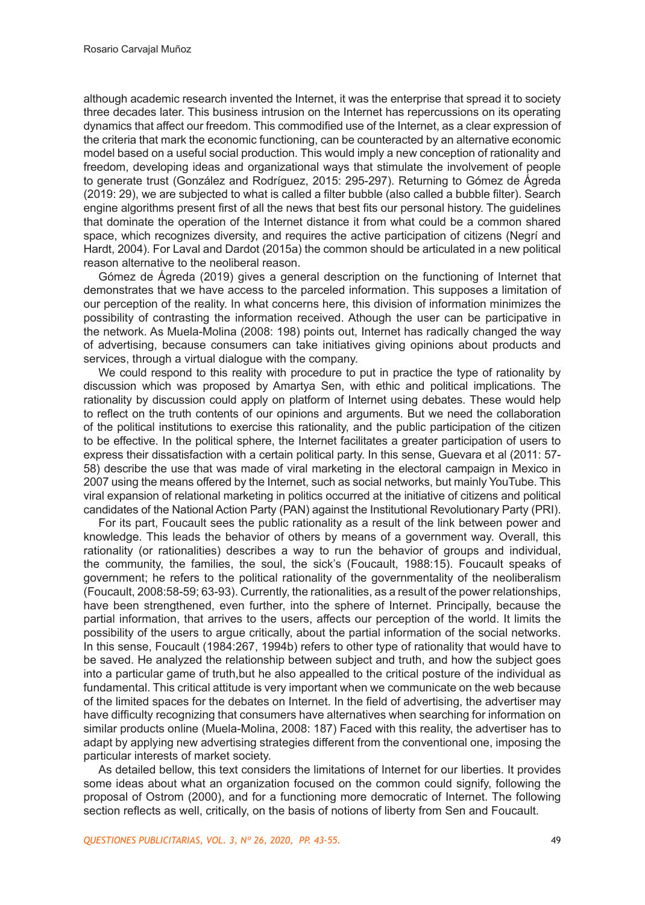although academic research invented the Internet, it was the enterprise that spread it to society three decades later. This business intrusion on the Internet has repercussions on its operating dynamics that affect our freedom. This commodified use of the Internet, as a clear expression of the criteria that mark the economic functioning, can be counteracted by an alternative economic model based on a useful social production. This would imply a new conception of rationality and freedom, developing ideas and organizational ways that stimulate the involvement of people to generate trust (González and Rodríguez, 2015: 295-297). Returning to Gómez de Ágreda (2019: 29), we are subjected to what is called a filter bubble (also called a bubble filter). Search engine algorithms present first of all the news that best fits our personal history. The guidelines that dominate the operation of the Internet distance it from what could be a common shared space, which recognizes diversity, and requires the active participation of citizens (Negrí and Hardt, 2004). For Laval and Dardot (2015a) the common should be articulated in a new political reason alternative to the neoliberal reason.

Gómez de Ágreda (2019) gives a general description on the functioning of Internet that demonstrates that we have access to the parceled information. This supposes a limitation of our perception of the reality. In what concerns here, this division of information minimizes the possibility of contrasting the information received. Athough the user can be participative in the network. As Muela-Molina (2008: 198) points out, Internet has radically changed the way of advertising, because consumers can take initiatives giving opinions about products and services, through a virtual dialogue with the company.

We could respond to this reality with procedure to put in practice the type of rationality by discussion which was proposed by Amartya Sen, with ethic and political implications. The rationality by discussion could apply on platform of Internet using debates. These would help to reflect on the truth contents of our opinions and arguments. But we need the collaboration of the political institutions to exercise this rationality, and the public participation of the citizen to be effective. In the political sphere, the Internet facilitates a greater participation of users to express their dissatisfaction with a certain political party. In this sense, Guevara et al (2011: 57-58) describe the use that was made of viral marketing in the electoral campaign in Mexico in 2007 using the means offered by the Internet, such as social networks, but mainly YouTube. This viral expansion of relational marketing in politics occurred at the initiative of citizens and political candidates of the National Action Party (PAN) against the Institutional Revolutionary Party (PRI).

For its part, Foucault sees the public rationality as a result of the link between power and knowledge. This leads the behavior of others by means of a government way. Overall, this rationality (or rationalities) describes a way to run the behavior of groups and individual, the community, the families, the soul, the sick's (Foucault, 1988:15). Foucault speaks of government; he refers to the political rationality of the governmentality of the neoliberalism (Foucault, 2008:58-59; 63-93). Currently, the rationalities, as a result of the power relationships, have been strengthened, even further, into the sphere of Internet. Principally, because the partial information, that arrives to the users, affects our perception of the world. It limits the possibility of the users to argue critically, about the partial information of the social networks. In this sense, Foucault (1984:267, 1994b) refers to other type of rationality that would have to be saved. He analyzed the relationship between subject and truth, and how the subject goes into a particular game of truth,but he also appealled to the critical posture of the individual as fundamental. This critical attitude is very important when we communicate on the web because of the limited spaces for the debates on Internet. In the field of advertising, the advertiser may have difficulty recognizing that consumers have alternatives when searching for information on similar products online (Muela-Molina, 2008: 187) Faced with this reality, the advertiser has to adapt by applying new advertising strategies different from the conventional one, imposing the particular interests of market society.

As detailed bellow, this text considers the limitations of Internet for our liberties. It provides some ideas about what an organization focused on the common could signify, following the proposal of Ostrom (2000), and for a functioning more democratic of Internet. The following section reflects as well, critically, on the basis of notions of liberty from Sen and Foucault.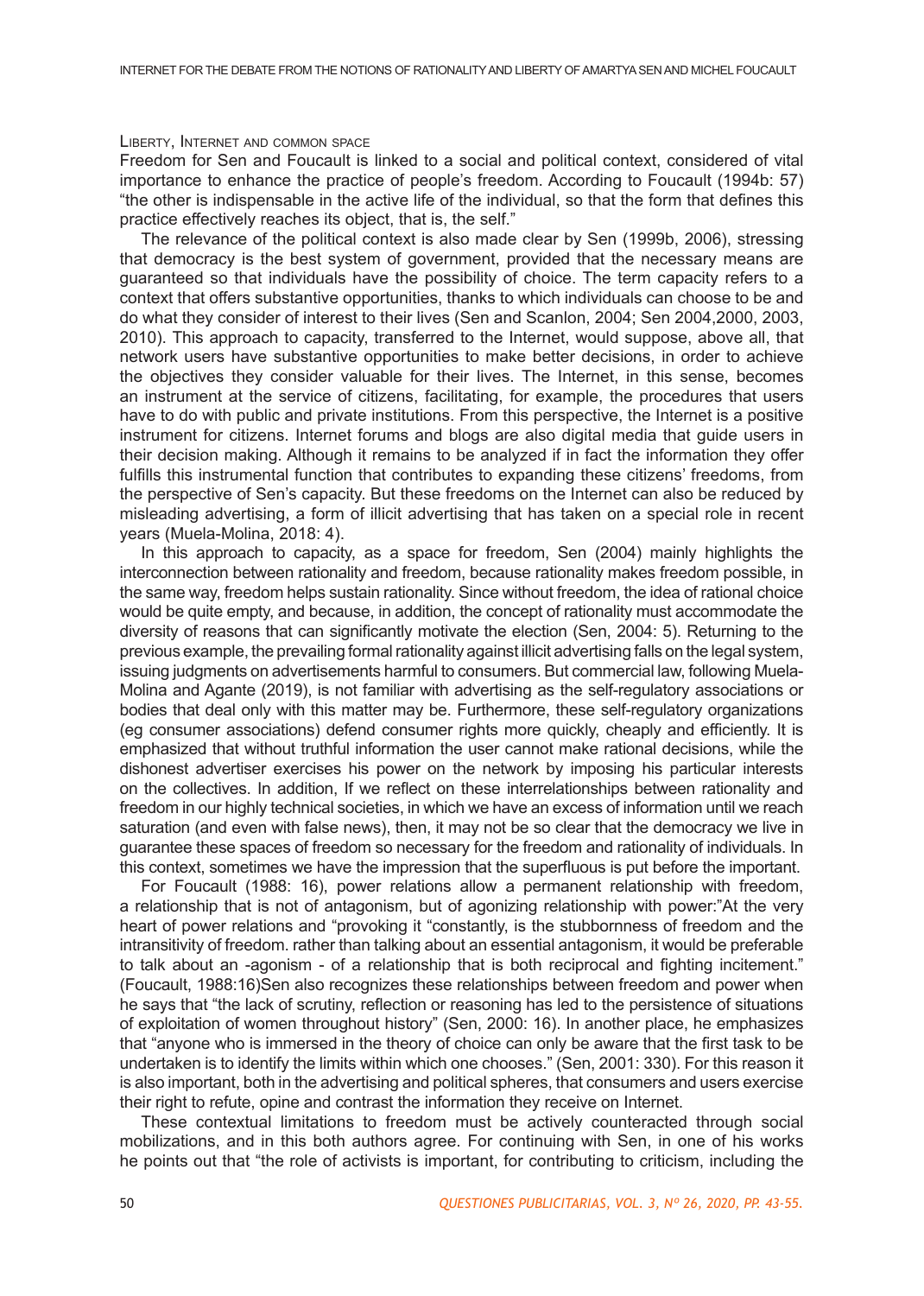## Liberty, Internet and common space

Freedom for Sen and Foucault is linked to a social and political context, considered of vital importance to enhance the practice of people's freedom. According to Foucault (1994b: 57) "the other is indispensable in the active life of the individual, so that the form that defines this practice effectively reaches its object, that is, the self."

The relevance of the political context is also made clear by Sen (1999b, 2006), stressing that democracy is the best system of government, provided that the necessary means are guaranteed so that individuals have the possibility of choice. The term capacity refers to a context that offers substantive opportunities, thanks to which individuals can choose to be and do what they consider of interest to their lives (Sen and Scanlon, 2004; Sen 2004,2000, 2003, 2010). This approach to capacity, transferred to the Internet, would suppose, above all, that network users have substantive opportunities to make better decisions, in order to achieve the objectives they consider valuable for their lives. The Internet, in this sense, becomes an instrument at the service of citizens, facilitating, for example, the procedures that users have to do with public and private institutions. From this perspective, the Internet is a positive instrument for citizens. Internet forums and blogs are also digital media that guide users in their decision making. Although it remains to be analyzed if in fact the information they offer fulfills this instrumental function that contributes to expanding these citizens' freedoms, from the perspective of Sen's capacity. But these freedoms on the Internet can also be reduced by misleading advertising, a form of illicit advertising that has taken on a special role in recent years (Muela-Molina, 2018: 4).

In this approach to capacity, as a space for freedom, Sen (2004) mainly highlights the interconnection between rationality and freedom, because rationality makes freedom possible, in the same way, freedom helps sustain rationality. Since without freedom, the idea of rational choice would be quite empty, and because, in addition, the concept of rationality must accommodate the diversity of reasons that can significantly motivate the election (Sen, 2004: 5). Returning to the previous example, the prevailing formal rationality against illicit advertising falls on the legal system, issuing judgments on advertisements harmful to consumers. But commercial law, following Muela-Molina and Agante (2019), is not familiar with advertising as the self-regulatory associations or bodies that deal only with this matter may be. Furthermore, these self-regulatory organizations (eg consumer associations) defend consumer rights more quickly, cheaply and efficiently. It is emphasized that without truthful information the user cannot make rational decisions, while the dishonest advertiser exercises his power on the network by imposing his particular interests on the collectives. In addition, If we reflect on these interrelationships between rationality and freedom in our highly technical societies, in which we have an excess of information until we reach saturation (and even with false news), then, it may not be so clear that the democracy we live in guarantee these spaces of freedom so necessary for the freedom and rationality of individuals. In this context, sometimes we have the impression that the superfluous is put before the important.

For Foucault (1988: 16), power relations allow a permanent relationship with freedom, a relationship that is not of antagonism, but of agonizing relationship with power:"At the very heart of power relations and "provoking it "constantly, is the stubbornness of freedom and the intransitivity of freedom. rather than talking about an essential antagonism, it would be preferable to talk about an -agonism - of a relationship that is both reciprocal and fighting incitement." (Foucault, 1988:16)Sen also recognizes these relationships between freedom and power when he says that "the lack of scrutiny, reflection or reasoning has led to the persistence of situations of exploitation of women throughout history" (Sen, 2000: 16). In another place, he emphasizes that "anyone who is immersed in the theory of choice can only be aware that the first task to be undertaken is to identify the limits within which one chooses." (Sen, 2001: 330). For this reason it is also important, both in the advertising and political spheres, that consumers and users exercise their right to refute, opine and contrast the information they receive on Internet.

These contextual limitations to freedom must be actively counteracted through social mobilizations, and in this both authors agree. For continuing with Sen, in one of his works he points out that "the role of activists is important, for contributing to criticism, including the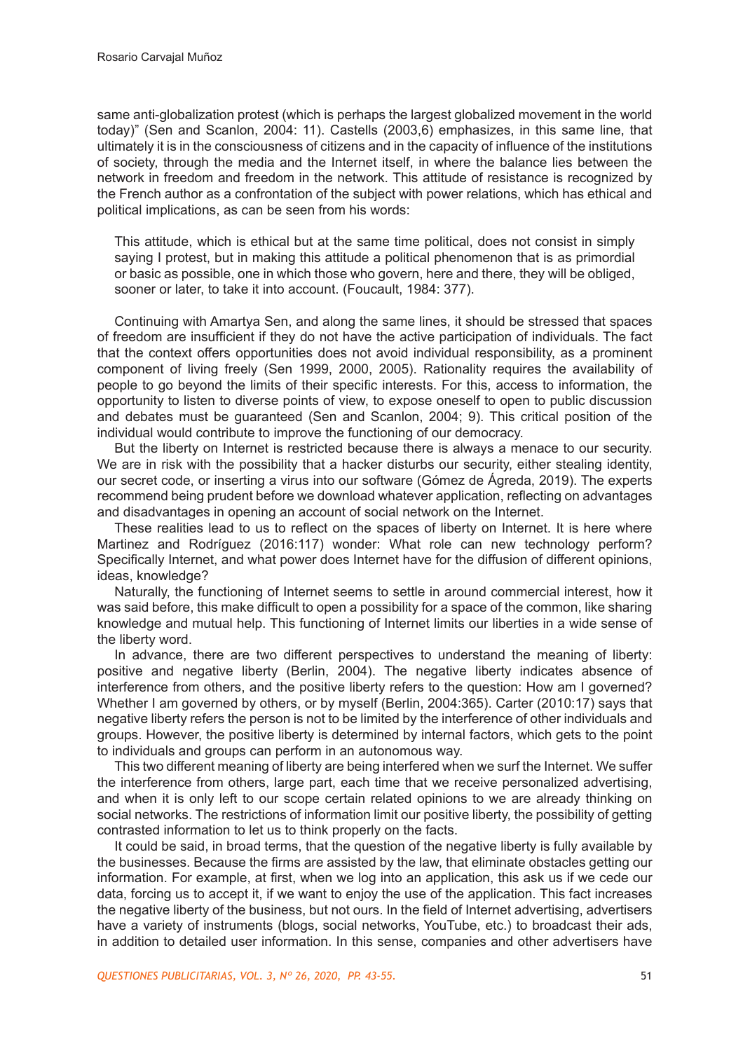same anti-globalization protest (which is perhaps the largest globalized movement in the world today)" (Sen and Scanlon, 2004: 11). Castells (2003,6) emphasizes, in this same line, that ultimately it is in the consciousness of citizens and in the capacity of influence of the institutions of society, through the media and the Internet itself, in where the balance lies between the network in freedom and freedom in the network. This attitude of resistance is recognized by the French author as a confrontation of the subject with power relations, which has ethical and political implications, as can be seen from his words:

> This attitude, which is ethical but at the same time political, does not consist in simply saying I protest, but in making this attitude a political phenomenon that is as primordial or basic as possible, one in which those who govern, here and there, they will be obliged, sooner or later, to take it into account. (Foucault, 1984: 377).

Continuing with Amartya Sen, and along the same lines, it should be stressed that spaces of freedom are insufficient if they do not have the active participation of individuals. The fact that the context offers opportunities does not avoid individual responsibility, as a prominent component of living freely (Sen 1999, 2000, 2005). Rationality requires the availability of people to go beyond the limits of their specific interests. For this, access to information, the opportunity to listen to diverse points of view, to expose oneself to open to public discussion and debates must be guaranteed (Sen and Scanlon, 2004; 9). This critical position of the individual would contribute to improve the functioning of our democracy.

But the liberty on Internet is restricted because there is always a menace to our security. We are in risk with the possibility that a hacker disturbs our security, either stealing identity, our secret code, or inserting a virus into our software (Gómez de Ágreda, 2019). The experts recommend being prudent before we download whatever application, reflecting on advantages and disadvantages in opening an account of social network on the Internet.

These realities lead to us to reflect on the spaces of liberty on Internet. It is here where Martinez and Rodríguez (2016:117) wonder: What role can new technology perform? Specifically Internet, and what power does Internet have for the diffusion of different opinions, ideas, knowledge?

Naturally, the functioning of Internet seems to settle in around commercial interest, how it was said before, this make difficult to open a possibility for a space of the common, like sharing knowledge and mutual help. This functioning of Internet limits our liberties in a wide sense of the liberty word.

In advance, there are two different perspectives to understand the meaning of liberty: positive and negative liberty (Berlin, 2004). The negative liberty indicates absence of interference from others, and the positive liberty refers to the question: How am I governed? Whether I am governed by others, or by myself (Berlin, 2004:365). Carter (2010:17) says that negative liberty refers the person is not to be limited by the interference of other individuals and groups. However, the positive liberty is determined by internal factors, which gets to the point to individuals and groups can perform in an autonomous way.

This two different meaning of liberty are being interfered when we surf the Internet. We suffer the interference from others, large part, each time that we receive personalized advertising, and when it is only left to our scope certain related opinions to we are already thinking on social networks. The restrictions of information limit our positive liberty, the possibility of getting contrasted information to let us to think properly on the facts.

It could be said, in broad terms, that the question of the negative liberty is fully available by the businesses. Because the firms are assisted by the law, that eliminate obstacles getting our information. For example, at first, when we log into an application, this ask us if we cede our data, forcing us to accept it, if we want to enjoy the use of the application. This fact increases the negative liberty of the business, but not ours. In the field of Internet advertising, advertisers have a variety of instruments (blogs, social networks, YouTube, etc.) to broadcast their ads, in addition to detailed user information. In this sense, companies and other advertisers have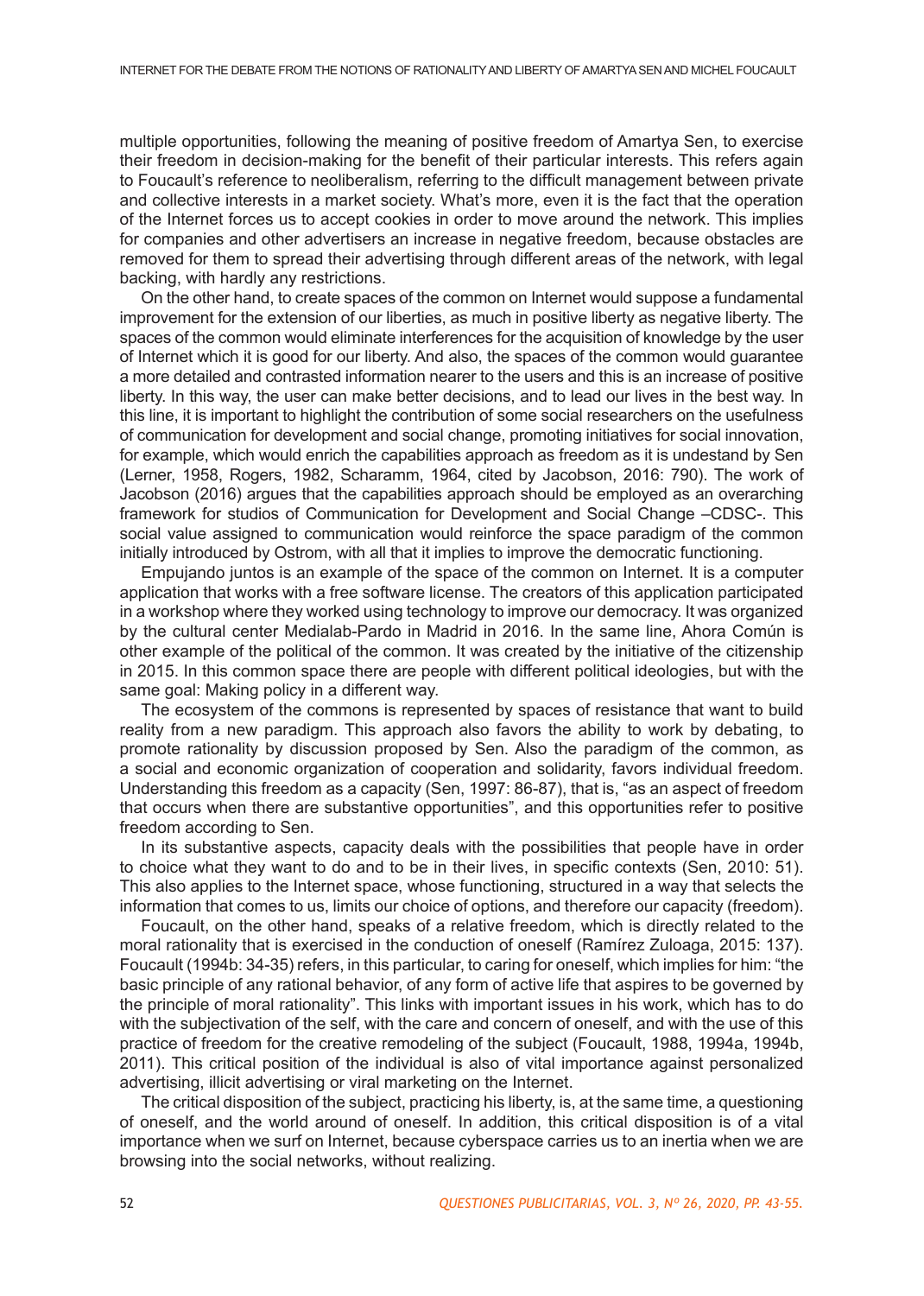multiple opportunities, following the meaning of positive freedom of Amartya Sen, to exercise their freedom in decision-making for the benefit of their particular interests. This refers again to Foucault's reference to neoliberalism, referring to the difficult management between private and collective interests in a market society. What's more, even it is the fact that the operation of the Internet forces us to accept cookies in order to move around the network. This implies for companies and other advertisers an increase in negative freedom, because obstacles are removed for them to spread their advertising through different areas of the network, with legal backing, with hardly any restrictions.

On the other hand, to create spaces of the common on Internet would suppose a fundamental improvement for the extension of our liberties, as much in positive liberty as negative liberty. The spaces of the common would eliminate interferences for the acquisition of knowledge by the user of Internet which it is good for our liberty. And also, the spaces of the common would guarantee a more detailed and contrasted information nearer to the users and this is an increase of positive liberty. In this way, the user can make better decisions, and to lead our lives in the best way. In this line, it is important to highlight the contribution of some social researchers on the usefulness of communication for development and social change, promoting initiatives for social innovation, for example, which would enrich the capabilities approach as freedom as it is undestand by Sen (Lerner, 1958, Rogers, 1982, Scharamm, 1964, cited by Jacobson, 2016: 790). The work of Jacobson (2016) argues that the capabilities approach should be employed as an overarching framework for studios of Communication for Development and Social Change –CDSC-. This social value assigned to communication would reinforce the space paradigm of the common initially introduced by Ostrom, with all that it implies to improve the democratic functioning.

Empujando juntos is an example of the space of the common on Internet. It is a computer application that works with a free software license. The creators of this application participated in a workshop where they worked using technology to improve our democracy. It was organized by the cultural center Medialab-Pardo in Madrid in 2016. In the same line, Ahora Común is other example of the political of the common. It was created by the initiative of the citizenship in 2015. In this common space there are people with different political ideologies, but with the same goal: Making policy in a different way.

The ecosystem of the commons is represented by spaces of resistance that want to build reality from a new paradigm. This approach also favors the ability to work by debating, to promote rationality by discussion proposed by Sen. Also the paradigm of the common, as a social and economic organization of cooperation and solidarity, favors individual freedom. Understanding this freedom as a capacity (Sen, 1997: 86-87), that is, "as an aspect of freedom that occurs when there are substantive opportunities", and this opportunities refer to positive freedom according to Sen.

In its substantive aspects, capacity deals with the possibilities that people have in order to choice what they want to do and to be in their lives, in specific contexts (Sen, 2010: 51). This also applies to the Internet space, whose functioning, structured in a way that selects the information that comes to us, limits our choice of options, and therefore our capacity (freedom).

Foucault, on the other hand, speaks of a relative freedom, which is directly related to the moral rationality that is exercised in the conduction of oneself (Ramírez Zuloaga, 2015: 137). Foucault (1994b: 34-35) refers, in this particular, to caring for oneself, which implies for him: "the basic principle of any rational behavior, of any form of active life that aspires to be governed by the principle of moral rationality". This links with important issues in his work, which has to do with the subjectivation of the self, with the care and concern of oneself, and with the use of this practice of freedom for the creative remodeling of the subject (Foucault, 1988, 1994a, 1994b, 2011). This critical position of the individual is also of vital importance against personalized advertising, illicit advertising or viral marketing on the Internet.

The critical disposition of the subject, practicing his liberty, is, at the same time, a questioning of oneself, and the world around of oneself. In addition, this critical disposition is of a vital importance when we surf on Internet, because cyberspace carries us to an inertia when we are browsing into the social networks, without realizing.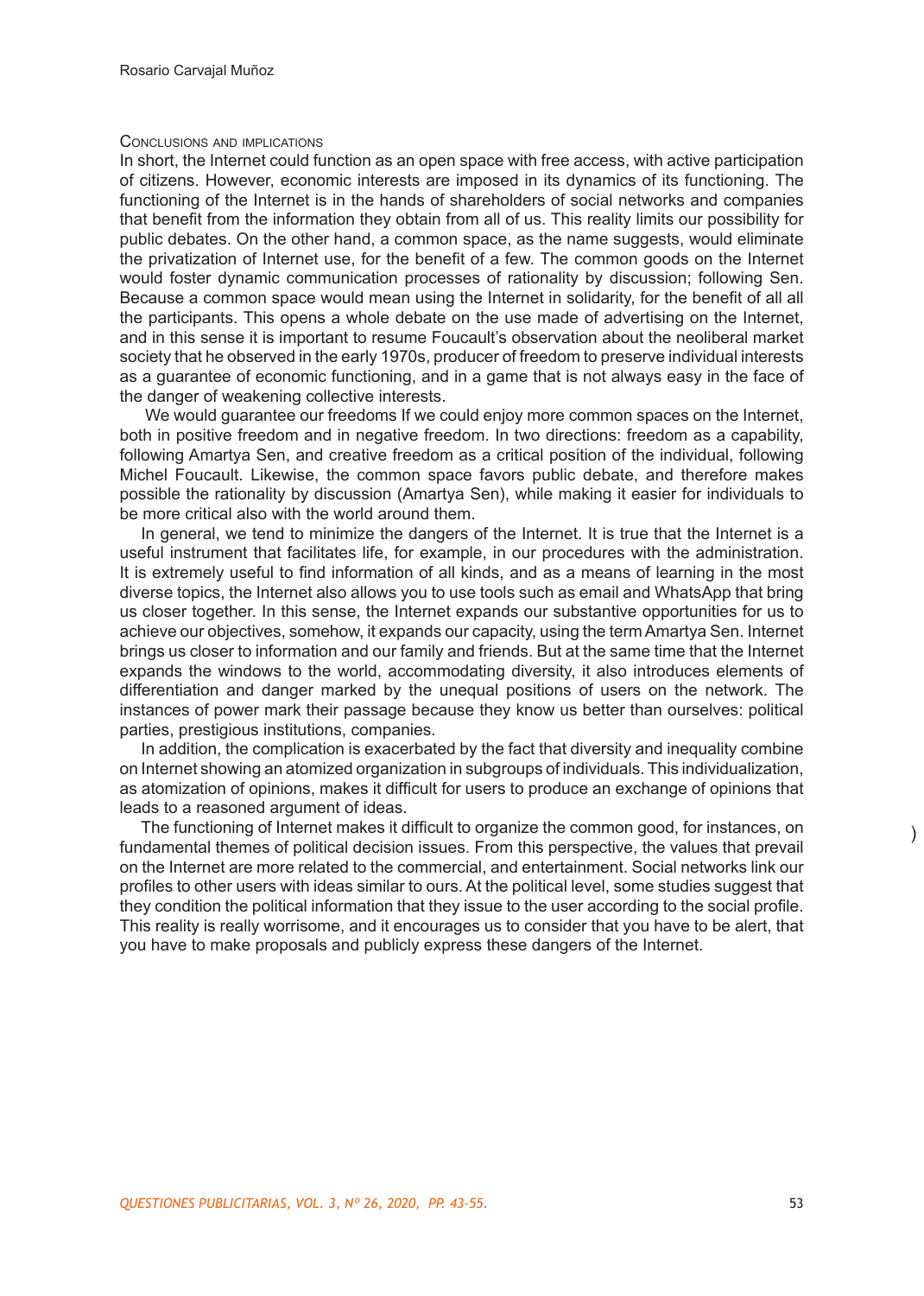## Conclusions and implications

In short, the Internet could function as an open space with free access, with active participation of citizens. However, economic interests are imposed in its dynamics of its functioning. The functioning of the Internet is in the hands of shareholders of social networks and companies that benefit from the information they obtain from all of us. This reality limits our possibility for public debates. On the other hand, a common space, as the name suggests, would eliminate the privatization of Internet use, for the benefit of a few. The common goods on the Internet would foster dynamic communication processes of rationality by discussion; following Sen. Because a common space would mean using the Internet in solidarity, for the benefit of all all the participants. This opens a whole debate on the use made of advertising on the Internet, and in this sense it is important to resume Foucault's observation about the neoliberal market society that he observed in the early 1970s, producer of freedom to preserve individual interests as a guarantee of economic functioning, and in a game that is not always easy in the face of the danger of weakening collective interests.

We would guarantee our freedoms If we could enjoy more common spaces on the Internet, both in positive freedom and in negative freedom. In two directions: freedom as a capability, following Amartya Sen, and creative freedom as a critical position of the individual, following Michel Foucault. Likewise, the common space favors public debate, and therefore makes possible the rationality by discussion (Amartya Sen), while making it easier for individuals to be more critical also with the world around them.

In general, we tend to minimize the dangers of the Internet. It is true that the Internet is a useful instrument that facilitates life, for example, in our procedures with the administration. It is extremely useful to find information of all kinds, and as a means of learning in the most diverse topics, the Internet also allows you to use tools such as email and WhatsApp that bring us closer together. In this sense, the Internet expands our substantive opportunities for us to achieve our objectives, somehow, it expands our capacity, using the term Amartya Sen. Internet brings us closer to information and our family and friends. But at the same time that the Internet expands the windows to the world, accommodating diversity, it also introduces elements of differentiation and danger marked by the unequal positions of users on the network. The instances of power mark their passage because they know us better than ourselves: political parties, prestigious institutions, companies.

In addition, the complication is exacerbated by the fact that diversity and inequality combine on Internet showing an atomized organization in subgroups of individuals. This individualization, as atomization of opinions, makes it difficult for users to produce an exchange of opinions that leads to a reasoned argument of ideas.

The functioning of Internet makes it difficult to organize the common good, for instances, on fundamental themes of political decision issues. From this perspective, the values that prevail on the Internet are more related to the commercial, and entertainment. Social networks link our profiles to other users with ideas similar to ours. At the political level, some studies suggest that they condition the political information that they issue to the user according to the social profile. This reality is really worrisome, and it encourages us to consider that you have to be alert, that you have to make proposals and publicly express these dangers of the Internet.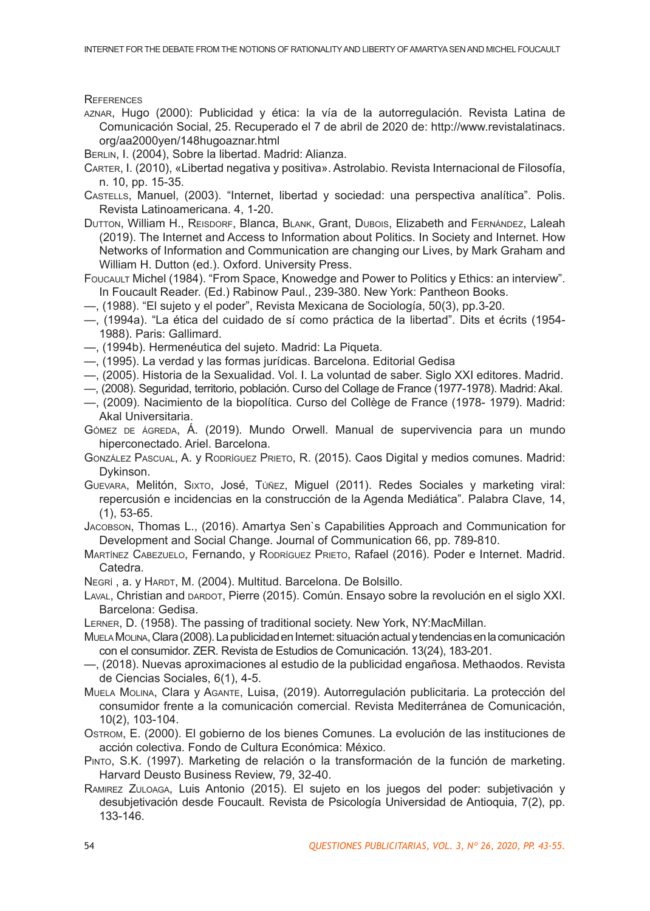## References

Aznar, Hugo (2000): Publicidad y ética: la vía de la autorregulación. Revista Latina de Comunicación Social, 25. Recuperado el 7 de abril de 2020 de: http://www.revistalatinacs.org/aa2000yen/148hugoaznar.html

Berlin, I. (2004), Sobre la libertad. Madrid: Alianza.

Carter, I. (2010), «Libertad negativa y positiva». Astrolabio. Revista Internacional de Filosofía, n. 10, pp. 15-35.

Castells, Manuel, (2003). "Internet, libertad y sociedad: una perspectiva analítica". Polis. Revista Latinoamericana. 4, 1-20.

Dutton, William H., Reisdorf, Blanca, Blank, Grant, Dubois, Elizabeth and Fernández, Laleah (2019). The Internet and Access to Information about Politics. In Society and Internet. How Networks of Information and Communication are changing our Lives, by Mark Graham and William H. Dutton (ed.). Oxford. University Press.

Foucault Michel (1984). "From Space, Knowedge and Power to Politics y Ethics: an interview". In Foucault Reader. (Ed.) Rabinow Paul., 239-380. New York: Pantheon Books.

—, (1988). "El sujeto y el poder", Revista Mexicana de Sociología, 50(3), pp.3-20.

—, (1994a). "La ética del cuidado de sí como práctica de la libertad". Dits et écrits (1954-1988). Paris: Gallimard.

—, (1994b). Hermenéutica del sujeto. Madrid: La Piqueta.

—, (1995). La verdad y las formas jurídicas. Barcelona. Editorial Gedisa

—, (2005). Historia de la Sexualidad. Vol. I. La voluntad de saber. Siglo XXI editores. Madrid.

—, (2008). Seguridad, territorio, población. Curso del Collage de France (1977-1978). Madrid: Akal.

—, (2009). Nacimiento de la biopolítica. Curso del Collège de France (1978- 1979). Madrid: Akal Universitaria.

Gómez de Ágreda, Á. (2019). Mundo Orwell. Manual de supervivencia para un mundo hiperconectado. Ariel. Barcelona.

González Pascual, A. y Rodríguez Prieto, R. (2015). Caos Digital y medios comunes. Madrid: Dykinson.

Guevara, Melitón, Sixto, José, Túñez, Miguel (2011). Redes Sociales y marketing viral: repercusión e incidencias en la construcción de la Agenda Mediática". Palabra Clave, 14, (1), 53-65.

Jacobson, Thomas L., (2016). Amartya Sen`s Capabilities Approach and Communication for Development and Social Change. Journal of Communication 66, pp. 789-810.

Martínez Cabezuelo, Fernando, y Rodríguez Prieto, Rafael (2016). Poder e Internet. Madrid. Catedra.

Negrí , a. y Hardt, M. (2004). Multitud. Barcelona. De Bolsillo.

Laval, Christian and dardot, Pierre (2015). Común. Ensayo sobre la revolución en el siglo XXI. Barcelona: Gedisa.

Lerner, D. (1958). The passing of traditional society. New York, NY:MacMillan.

Muela Molina, Clara (2008). La publicidad en Internet: situación actual y tendencias en la comunicación con el consumidor. ZER. Revista de Estudios de Comunicación. 13(24), 183-201.

—, (2018). Nuevas aproximaciones al estudio de la publicidad engañosa. Methaodos. Revista de Ciencias Sociales, 6(1), 4-5.

Muela Molina, Clara y Agante, Luisa, (2019). Autorregulación publicitaria. La protección del consumidor frente a la comunicación comercial. Revista Mediterránea de Comunicación, 10(2), 103-104.

Ostrom, E. (2000). El gobierno de los bienes Comunes. La evolución de las instituciones de acción colectiva. Fondo de Cultura Económica: México.

Pinto, S.K. (1997). Marketing de relación o la transformación de la función de marketing. Harvard Deusto Business Review, 79, 32-40.

Ramirez Zuloaga, Luis Antonio (2015). El sujeto en los juegos del poder: subjetivación y desubjetivación desde Foucault. Revista de Psicología Universidad de Antioquia, 7(2), pp. 133-146.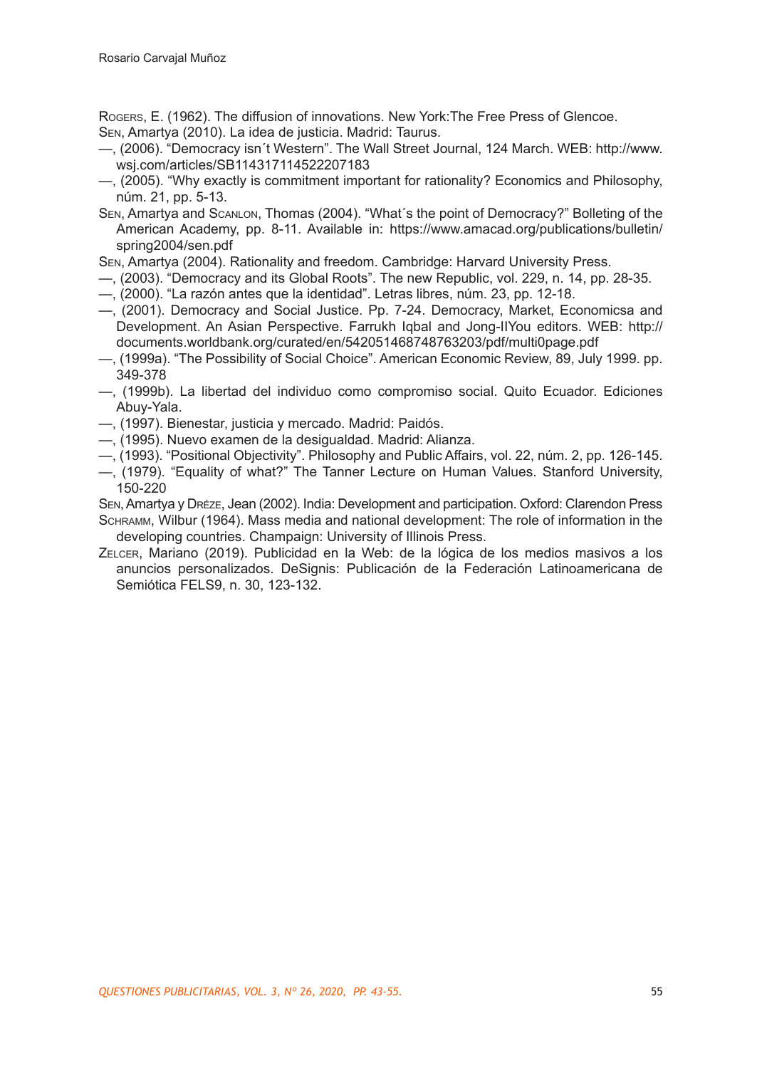Rogers, E. (1962). The diffusion of innovations. New York:The Free Press of Glencoe.

Sen, Amartya (2010). La idea de justicia. Madrid: Taurus.

—, (2006). "Democracy isn´t Western". The Wall Street Journal, 124 March. WEB: http://www.wsj.com/articles/SB114317114522207183

—, (2005). "Why exactly is commitment important for rationality? Economics and Philosophy, núm. 21, pp. 5-13.

Sen, Amartya and Scanlon, Thomas (2004). "What´s the point of Democracy?" Bolleting of the American Academy, pp. 8-11. Available in: https://www.amacad.org/publications/bulletin/spring2004/sen.pdf

Sen, Amartya (2004). Rationality and freedom. Cambridge: Harvard University Press.

—, (2003). "Democracy and its Global Roots". The new Republic, vol. 229, n. 14, pp. 28-35.

—, (2000). "La razón antes que la identidad". Letras libres, núm. 23, pp. 12-18.

—, (2001). Democracy and Social Justice. Pp. 7-24. Democracy, Market, Economicsa and Development. An Asian Perspective. Farrukh Iqbal and Jong-IlYou editors. WEB: http://documents.worldbank.org/curated/en/542051468748763203/pdf/multi0page.pdf

—, (1999a). "The Possibility of Social Choice". American Economic Review, 89, July 1999. pp. 349-378

—, (1999b). La libertad del individuo como compromiso social. Quito Ecuador. Ediciones Abuy-Yala.

—, (1997). Bienestar, justicia y mercado. Madrid: Paidós.

—, (1995). Nuevo examen de la desigualdad. Madrid: Alianza.

—, (1993). "Positional Objectivity". Philosophy and Public Affairs, vol. 22, núm. 2, pp. 126-145.

—, (1979). "Equality of what?" The Tanner Lecture on Human Values. Stanford University, 150-220

Sen, Amartya y Dréze, Jean (2002). India: Development and participation. Oxford: Clarendon Press

Schramm, Wilbur (1964). Mass media and national development: The role of information in the developing countries. Champaign: University of Illinois Press.

Zelcer, Mariano (2019). Publicidad en la Web: de la lógica de los medios masivos a los anuncios personalizados. DeSignis: Publicación de la Federación Latinoamericana de Semiótica FELS9, n. 30, 123-132.